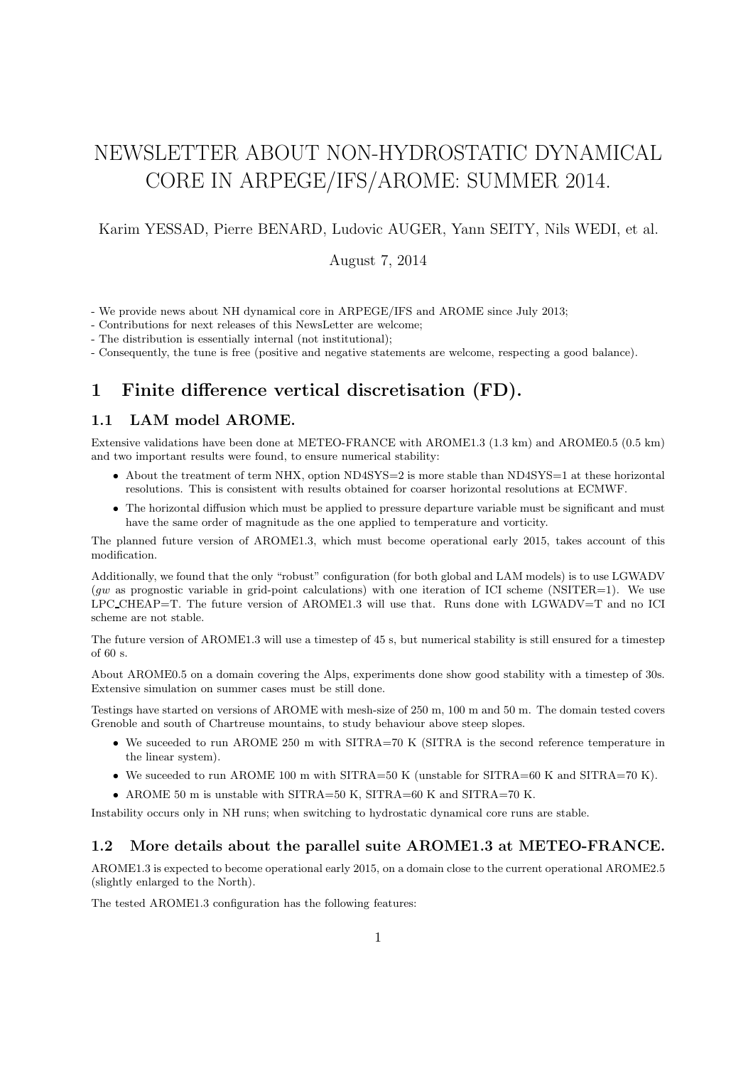# NEWSLETTER ABOUT NON-HYDROSTATIC DYNAMICAL CORE IN ARPEGE/IFS/AROME: SUMMER 2014.

Karim YESSAD, Pierre BENARD, Ludovic AUGER, Yann SEITY, Nils WEDI, et al.

August 7, 2014

- We provide news about NH dynamical core in ARPEGE/IFS and AROME since July 2013;
- Contributions for next releases of this NewsLetter are welcome;
- The distribution is essentially internal (not institutional);
- Consequently, the tune is free (positive and negative statements are welcome, respecting a good balance).

## 1 Finite difference vertical discretisation (FD).

### 1.1 LAM model AROME.

Extensive validations have been done at METEO-FRANCE with AROME1.3 (1.3 km) and AROME0.5 (0.5 km) and two important results were found, to ensure numerical stability:

- About the treatment of term NHX, option ND4SYS=2 is more stable than ND4SYS=1 at these horizontal resolutions. This is consistent with results obtained for coarser horizontal resolutions at ECMWF.
- The horizontal diffusion which must be applied to pressure departure variable must be significant and must have the same order of magnitude as the one applied to temperature and vorticity.

The planned future version of AROME1.3, which must become operational early 2015, takes account of this modification.

Additionally, we found that the only "robust" configuration (for both global and LAM models) is to use LGWADV (*gw* as prognostic variable in grid-point calculations) with one iteration of ICI scheme (NSITER=1). We use LPC_CHEAP=T. The future version of AROME1.3 will use that. Runs done with LGWADV=T and no ICI scheme are not stable.

The future version of AROME1.3 will use a timestep of 45 s, but numerical stability is still ensured for a timestep of 60 s.

About AROME0.5 on a domain covering the Alps, experiments done show good stability with a timestep of 30s. Extensive simulation on summer cases must be still done.

Testings have started on versions of AROME with mesh-size of 250 m, 100 m and 50 m. The domain tested covers Grenoble and south of Chartreuse mountains, to study behaviour above steep slopes.

- We suceeded to run AROME 250 m with SITRA=70 K (SITRA is the second reference temperature in the linear system).
- We suceeded to run AROME 100 m with SITRA=50 K (unstable for SITRA=60 K and SITRA=70 K).
- AROME 50 m is unstable with SITRA=50 K, SITRA=60 K and SITRA=70 K.

Instability occurs only in NH runs; when switching to hydrostatic dynamical core runs are stable.

### 1.2 More details about the parallel suite AROME1.3 at METEO-FRANCE.

AROME1.3 is expected to become operational early 2015, on a domain close to the current operational AROME2.5 (slightly enlarged to the North).

The tested AROME1.3 configuration has the following features: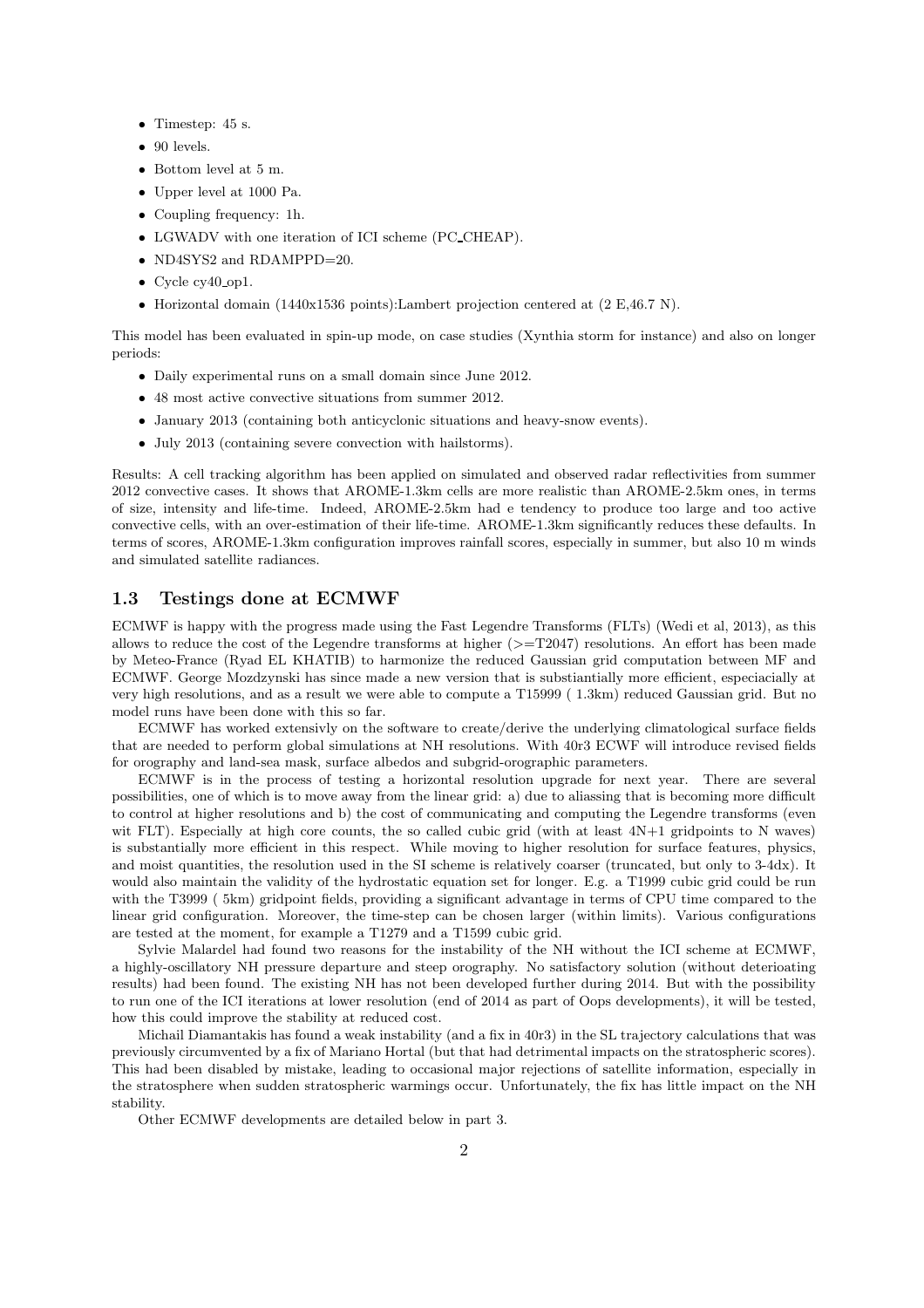- Timestep: 45 s.
- 90 levels.
- Bottom level at 5 m.
- Upper level at 1000 Pa.
- Coupling frequency: 1h.
- LGWADV with one iteration of ICI scheme (PC_CHEAP).
- ND4SYS2 and RDAMPPD=20.
- Cycle cy40_op1.
- Horizontal domain (1440x1536 points):Lambert projection centered at (2 E,46.7 N).

This model has been evaluated in spin-up mode, on case studies (Xynthia storm for instance) and also on longer periods:

- Daily experimental runs on a small domain since June 2012.
- 48 most active convective situations from summer 2012.
- January 2013 (containing both anticyclonic situations and heavy-snow events).
- July 2013 (containing severe convection with hailstorms).

Results: A cell tracking algorithm has been applied on simulated and observed radar reflectivities from summer 2012 convective cases. It shows that AROME-1.3km cells are more realistic than AROME-2.5km ones, in terms of size, intensity and life-time. Indeed, AROME-2.5km had e tendency to produce too large and too active convective cells, with an over-estimation of their life-time. AROME-1.3km significantly reduces these defaults. In terms of scores, AROME-1.3km configuration improves rainfall scores, especially in summer, but also 10 m winds and simulated satellite radiances.

## 1.3 Testings done at ECMWF

ECMWF is happy with the progress made using the Fast Legendre Transforms (FLTs) (Wedi et al, 2013), as this allows to reduce the cost of the Legendre transforms at higher (>=T2047) resolutions. An effort has been made by Meteo-France (Ryad EL KHATIB) to harmonize the reduced Gaussian grid computation between MF and ECMWF. George Mozdzynski has since made a new version that is substiantially more efficient, especiacially at very high resolutions, and as a result we were able to compute a T15999 ( 1.3km) reduced Gaussian grid. But no model runs have been done with this so far.

ECMWF has worked extensivly on the software to create/derive the underlying climatological surface fields that are needed to perform global simulations at NH resolutions. With 40r3 ECWF will introduce revised fields for orography and land-sea mask, surface albedos and subgrid-orographic parameters.

ECMWF is in the process of testing a horizontal resolution upgrade for next year. There are several possibilities, one of which is to move away from the linear grid: a) due to aliassing that is becoming more difficult to control at higher resolutions and b) the cost of communicating and computing the Legendre transforms (even wit FLT). Especially at high core counts, the so called cubic grid (with at least 4N+1 gridpoints to N waves) is substantially more efficient in this respect. While moving to higher resolution for surface features, physics, and moist quantities, the resolution used in the SI scheme is relatively coarser (truncated, but only to 3-4dx). It would also maintain the validity of the hydrostatic equation set for longer. E.g. a T1999 cubic grid could be run with the T3999 ( 5km) gridpoint fields, providing a significant advantage in terms of CPU time compared to the linear grid configuration. Moreover, the time-step can be chosen larger (within limits). Various configurations are tested at the moment, for example a T1279 and a T1599 cubic grid.

Sylvie Malardel had found two reasons for the instability of the NH without the ICI scheme at ECMWF, a highly-oscillatory NH pressure departure and steep orography. No satisfactory solution (without deterioating results) had been found. The existing NH has not been developed further during 2014. But with the possibility to run one of the ICI iterations at lower resolution (end of 2014 as part of Oops developments), it will be tested, how this could improve the stability at reduced cost.

Michail Diamantakis has found a weak instability (and a fix in 40r3) in the SL trajectory calculations that was previously circumvented by a fix of Mariano Hortal (but that had detrimental impacts on the stratospheric scores). This had been disabled by mistake, leading to occasional major rejections of satellite information, especially in the stratosphere when sudden stratospheric warmings occur. Unfortunately, the fix has little impact on the NH stability.

Other ECMWF developments are detailed below in part 3.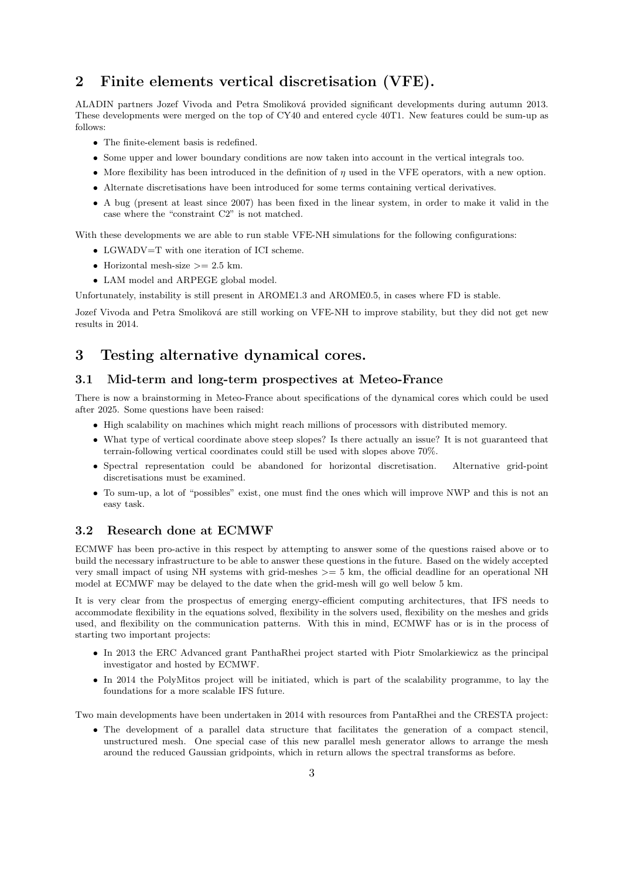## 2 Finite elements vertical discretisation (VFE).

ALADIN partners Jozef Vivoda and Petra Smoliková provided significant developments during autumn 2013. These developments were merged on the top of CY40 and entered cycle 40T1. New features could be sum-up as follows:

- The finite-element basis is redefined.
- Some upper and lower boundary conditions are now taken into account in the vertical integrals too.
- More flexibility has been introduced in the definition of $\eta$ used in the VFE operators, with a new option.
- Alternate discretisations have been introduced for some terms containing vertical derivatives.
- A bug (present at least since 2007) has been fixed in the linear system, in order to make it valid in the case where the "constraint C2" is not matched.

With these developments we are able to run stable VFE-NH simulations for the following configurations:

- LGWADV=T with one iteration of ICI scheme.
- Horizontal mesh-size >= 2.5 km.
- LAM model and ARPEGE global model.

Unfortunately, instability is still present in AROME1.3 and AROME0.5, in cases where FD is stable.

Jozef Vivoda and Petra Smoliková are still working on VFE-NH to improve stability, but they did not get new results in 2014.

## 3 Testing alternative dynamical cores.

### 3.1 Mid-term and long-term prospectives at Meteo-France

There is now a brainstorming in Meteo-France about specifications of the dynamical cores which could be used after 2025. Some questions have been raised:

- High scalability on machines which might reach millions of processors with distributed memory.
- What type of vertical coordinate above steep slopes? Is there actually an issue? It is not guaranteed that terrain-following vertical coordinates could still be used with slopes above 70%.
- Spectral representation could be abandoned for horizontal discretisation. Alternative grid-point discretisations must be examined.
- To sum-up, a lot of "possibles" exist, one must find the ones which will improve NWP and this is not an easy task.

### 3.2 Research done at ECMWF

ECMWF has been pro-active in this respect by attempting to answer some of the questions raised above or to build the necessary infrastructure to be able to answer these questions in the future. Based on the widely accepted very small impact of using NH systems with grid-meshes >= 5 km, the official deadline for an operational NH model at ECMWF may be delayed to the date when the grid-mesh will go well below 5 km.

It is very clear from the prospectus of emerging energy-efficient computing architectures, that IFS needs to accommodate flexibility in the equations solved, flexibility in the solvers used, flexibility on the meshes and grids used, and flexibility on the communication patterns. With this in mind, ECMWF has or is in the process of starting two important projects:

- In 2013 the ERC Advanced grant PanthaRhei project started with Piotr Smolarkiewicz as the principal investigator and hosted by ECMWF.
- In 2014 the PolyMitos project will be initiated, which is part of the scalability programme, to lay the foundations for a more scalable IFS future.

Two main developments have been undertaken in 2014 with resources from PantaRhei and the CRESTA project:

- The development of a parallel data structure that facilitates the generation of a compact stencil, unstructured mesh. One special case of this new parallel mesh generator allows to arrange the mesh around the reduced Gaussian gridpoints, which in return allows the spectral transforms as before.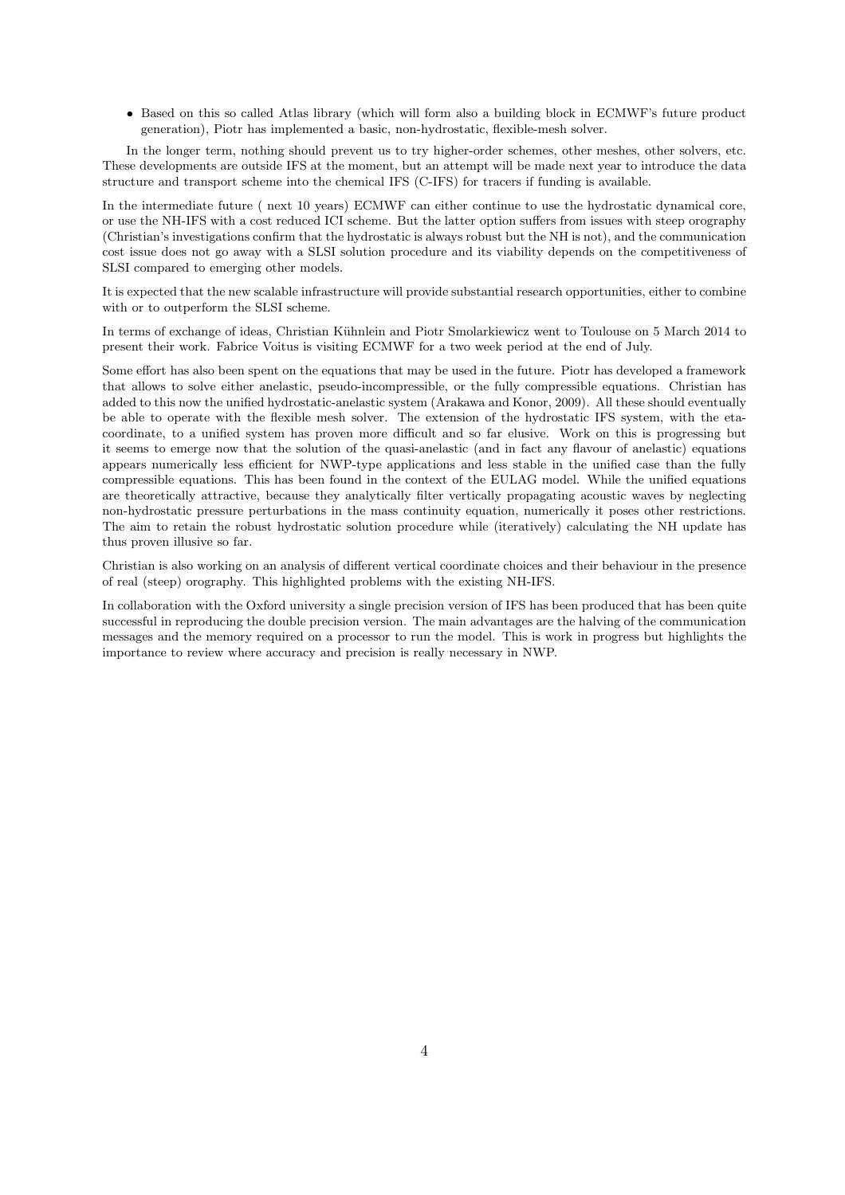- Based on this so called Atlas library (which will form also a building block in ECMWF's future product generation), Piotr has implemented a basic, non-hydrostatic, flexible-mesh solver.

In the longer term, nothing should prevent us to try higher-order schemes, other meshes, other solvers, etc. These developments are outside IFS at the moment, but an attempt will be made next year to introduce the data structure and transport scheme into the chemical IFS (C-IFS) for tracers if funding is available.

In the intermediate future ( next 10 years) ECMWF can either continue to use the hydrostatic dynamical core, or use the NH-IFS with a cost reduced ICI scheme. But the latter option suffers from issues with steep orography (Christian's investigations confirm that the hydrostatic is always robust but the NH is not), and the communication cost issue does not go away with a SLSI solution procedure and its viability depends on the competitiveness of SLSI compared to emerging other models.

It is expected that the new scalable infrastructure will provide substantial research opportunities, either to combine with or to outperform the SLSI scheme.

In terms of exchange of ideas, Christian Kühnlein and Piotr Smolarkiewicz went to Toulouse on 5 March 2014 to present their work. Fabrice Voitus is visiting ECMWF for a two week period at the end of July.

Some effort has also been spent on the equations that may be used in the future. Piotr has developed a framework that allows to solve either anelastic, pseudo-incompressible, or the fully compressible equations. Christian has added to this now the unified hydrostatic-anelastic system (Arakawa and Konor, 2009). All these should eventually be able to operate with the flexible mesh solver. The extension of the hydrostatic IFS system, with the eta-coordinate, to a unified system has proven more difficult and so far elusive. Work on this is progressing but it seems to emerge now that the solution of the quasi-anelastic (and in fact any flavour of anelastic) equations appears numerically less efficient for NWP-type applications and less stable in the unified case than the fully compressible equations. This has been found in the context of the EULAG model. While the unified equations are theoretically attractive, because they analytically filter vertically propagating acoustic waves by neglecting non-hydrostatic pressure perturbations in the mass continuity equation, numerically it poses other restrictions. The aim to retain the robust hydrostatic solution procedure while (iteratively) calculating the NH update has thus proven illusive so far.

Christian is also working on an analysis of different vertical coordinate choices and their behaviour in the presence of real (steep) orography. This highlighted problems with the existing NH-IFS.

In collaboration with the Oxford university a single precision version of IFS has been produced that has been quite successful in reproducing the double precision version. The main advantages are the halving of the communication messages and the memory required on a processor to run the model. This is work in progress but highlights the importance to review where accuracy and precision is really necessary in NWP.